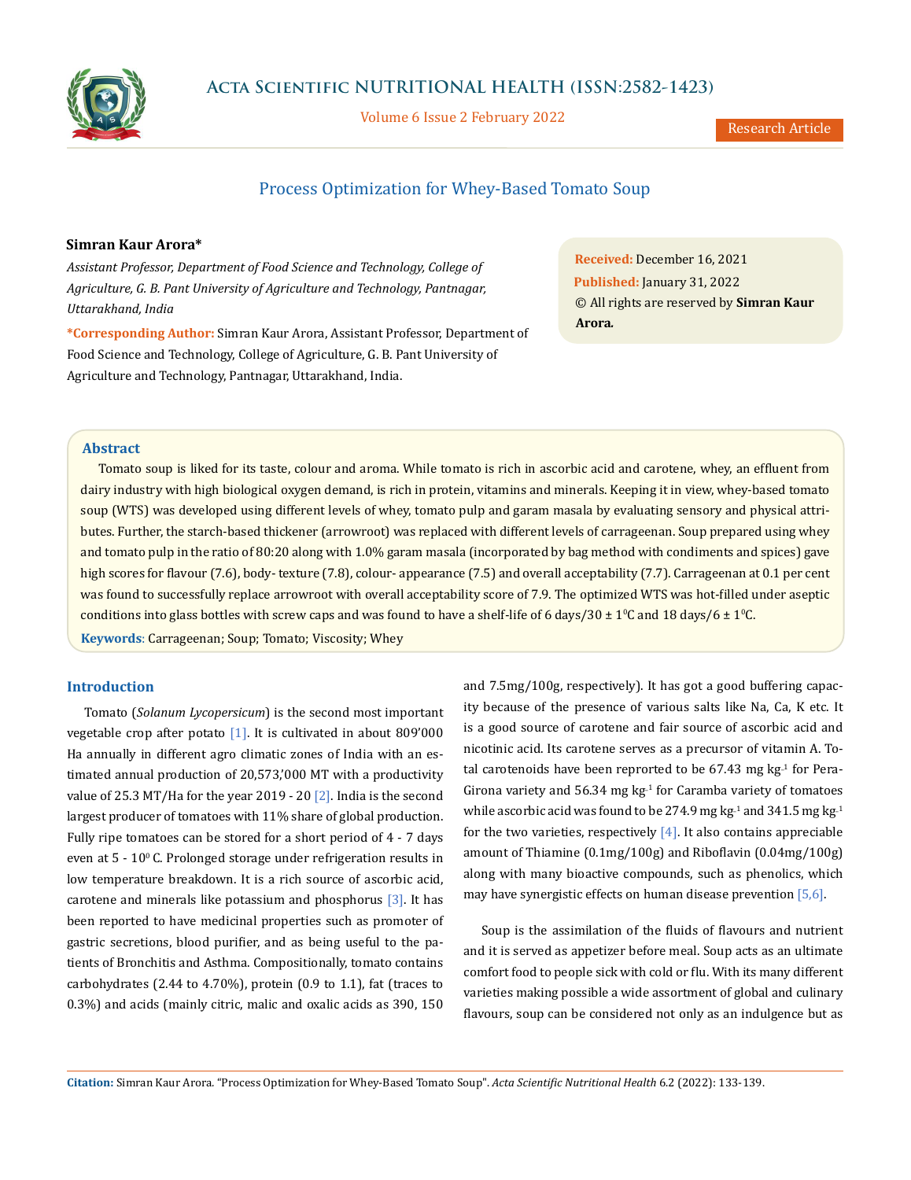# Process Optimization for Whey-Based Tomato Soup

**Simran Kaur Arora***

*Assistant Professor, Department of Food Science and Technology, College of Agriculture, G. B. Pant University of Agriculture and Technology, Pantnagar, Uttarakhand, India*

**\*Corresponding Author:** Simran Kaur Arora, Assistant Professor, Department of Food Science and Technology, College of Agriculture, G. B. Pant University of Agriculture and Technology, Pantnagar, Uttarakhand, India.

**Received:** December 16, 2021
**Published:** January 31, 2022
© All rights are reserved by **Simran Kaur Arora.**

## Abstract

Tomato soup is liked for its taste, colour and aroma. While tomato is rich in ascorbic acid and carotene, whey, an effluent from dairy industry with high biological oxygen demand, is rich in protein, vitamins and minerals. Keeping it in view, whey-based tomato soup (WTS) was developed using different levels of whey, tomato pulp and garam masala by evaluating sensory and physical attributes. Further, the starch-based thickener (arrowroot) was replaced with different levels of carrageenan. Soup prepared using whey and tomato pulp in the ratio of 80:20 along with 1.0% garam masala (incorporated by bag method with condiments and spices) gave high scores for flavour (7.6), body- texture (7.8), colour- appearance (7.5) and overall acceptability (7.7). Carrageenan at 0.1 per cent was found to successfully replace arrowroot with overall acceptability score of 7.9. The optimized WTS was hot-filled under aseptic conditions into glass bottles with screw caps and was found to have a shelf-life of 6 days/30 ± 1$^0$C and 18 days/6 ± 1$^0$C.

**Keywords**: Carrageenan; Soup; Tomato; Viscosity; Whey

## Introduction

Tomato (*Solanum Lycopersicum*) is the second most important vegetable crop after potato [1]. It is cultivated in about 809'000 Ha annually in different agro climatic zones of India with an estimated annual production of 20,573,'000 MT with a productivity value of 25.3 MT/Ha for the year 2019 - 20 [2]. India is the second largest producer of tomatoes with 11% share of global production. Fully ripe tomatoes can be stored for a short period of 4 - 7 days even at 5 - 10$^0$ C. Prolonged storage under refrigeration results in low temperature breakdown. It is a rich source of ascorbic acid, carotene and minerals like potassium and phosphorus [3]. It has been reported to have medicinal properties such as promoter of gastric secretions, blood purifier, and as being useful to the patients of Bronchitis and Asthma. Compositionally, tomato contains carbohydrates (2.44 to 4.70%), protein (0.9 to 1.1), fat (traces to 0.3%) and acids (mainly citric, malic and oxalic acids as 390, 150 and 7.5mg/100g, respectively). It has got a good buffering capacity because of the presence of various salts like Na, Ca, K etc. It is a good source of carotene and fair source of ascorbic acid and nicotinic acid. Its carotene serves as a precursor of vitamin A. Total carotenoids have been reprorted to be 67.43 mg kg$^{-1}$ for Pera-Girona variety and 56.34 mg kg$^{-1}$ for Caramba variety of tomatoes while ascorbic acid was found to be 274.9 mg kg$^{-1}$ and 341.5 mg kg$^{-1}$ for the two varieties, respectively [4]. It also contains appreciable amount of Thiamine (0.1mg/100g) and Riboflavin (0.04mg/100g) along with many bioactive compounds, such as phenolics, which may have synergistic effects on human disease prevention [5,6].

Soup is the assimilation of the fluids of flavours and nutrient and it is served as appetizer before meal. Soup acts as an ultimate comfort food to people sick with cold or flu. With its many different varieties making possible a wide assortment of global and culinary flavours, soup can be considered not only as an indulgence but as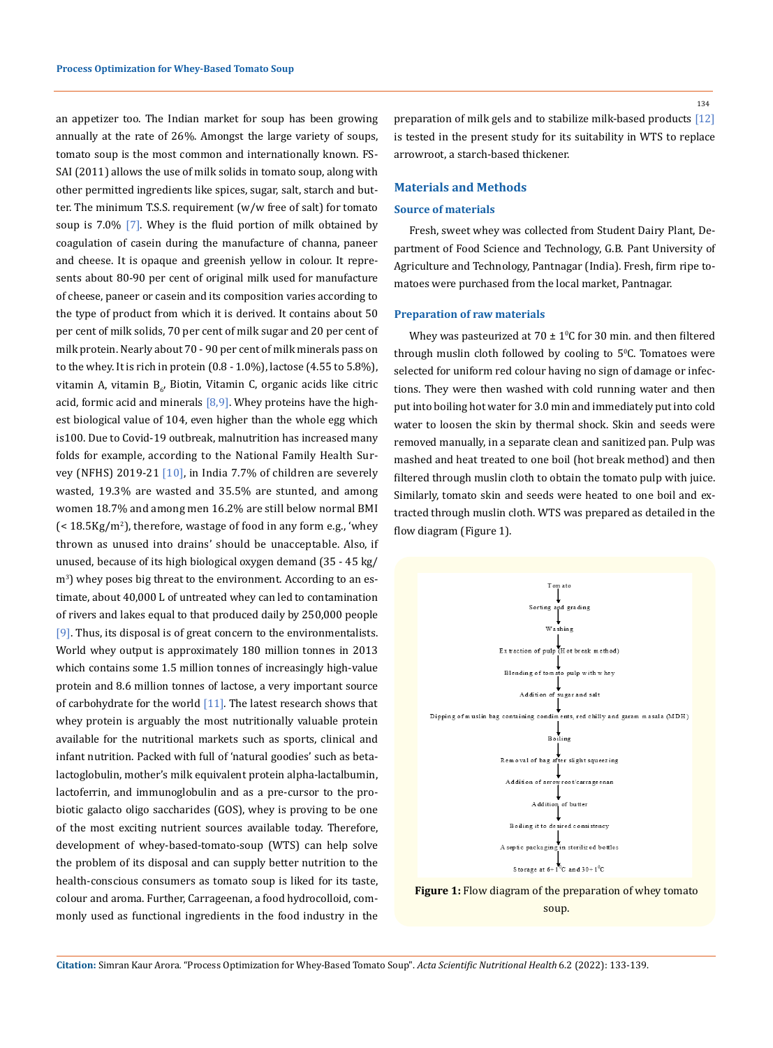an appetizer too. The Indian market for soup has been growing annually at the rate of 26%. Amongst the large variety of soups, tomato soup is the most common and internationally known. FSSAI (2011) allows the use of milk solids in tomato soup, along with other permitted ingredients like spices, sugar, salt, starch and butter. The minimum T.S.S. requirement (w/w free of salt) for tomato soup is 7.0% [7]. Whey is the fluid portion of milk obtained by coagulation of casein during the manufacture of channa, paneer and cheese. It is opaque and greenish yellow in colour. It represents about 80-90 per cent of original milk used for manufacture of cheese, paneer or casein and its composition varies according to the type of product from which it is derived. It contains about 50 per cent of milk solids, 70 per cent of milk sugar and 20 per cent of milk protein. Nearly about 70 - 90 per cent of milk minerals pass on to the whey. It is rich in protein (0.8 - 1.0%), lactose (4.55 to 5.8%), vitamin A, vitamin $B_6$, Biotin, Vitamin C, organic acids like citric acid, formic acid and minerals [8,9]. Whey proteins have the highest biological value of 104, even higher than the whole egg which is100. Due to Covid-19 outbreak, malnutrition has increased many folds for example, according to the National Family Health Survey (NFHS) 2019-21 [10], in India 7.7% of children are severely wasted, 19.3% are wasted and 35.5% are stunted, and among women 18.7% and among men 16.2% are still below normal BMI (< 18.5Kg/$m^2$), therefore, wastage of food in any form e.g., 'whey thrown as unused into drains' should be unacceptable. Also, if unused, because of its high biological oxygen demand (35 - 45 kg/$m^3$) whey poses big threat to the environment. According to an estimate, about 40,000 L of untreated whey can led to contamination of rivers and lakes equal to that produced daily by 250,000 people [9]. Thus, its disposal is of great concern to the environmentalists. World whey output is approximately 180 million tonnes in 2013 which contains some 1.5 million tonnes of increasingly high-value protein and 8.6 million tonnes of lactose, a very important source of carbohydrate for the world [11]. The latest research shows that whey protein is arguably the most nutritionally valuable protein available for the nutritional markets such as sports, clinical and infant nutrition. Packed with full of 'natural goodies' such as beta-lactoglobulin, mother's milk equivalent protein alpha-lactalbumin, lactoferrin, and immunoglobulin and as a pre-cursor to the probiotic galacto oligo saccharides (GOS), whey is proving to be one of the most exciting nutrient sources available today. Therefore, development of whey-based-tomato-soup (WTS) can help solve the problem of its disposal and can supply better nutrition to the health-conscious consumers as tomato soup is liked for its taste, colour and aroma. Further, Carrageenan, a food hydrocolloid, commonly used as functional ingredients in the food industry in the preparation of milk gels and to stabilize milk-based products [12] is tested in the present study for its suitability in WTS to replace arrowroot, a starch-based thickener.

## Materials and Methods

### Source of materials

Fresh, sweet whey was collected from Student Dairy Plant, Department of Food Science and Technology, G.B. Pant University of Agriculture and Technology, Pantnagar (India). Fresh, firm ripe tomatoes were purchased from the local market, Pantnagar.

### Preparation of raw materials

Whey was pasteurized at 70 ± $1^0$C for 30 min. and then filtered through muslin cloth followed by cooling to $5^0$C. Tomatoes were selected for uniform red colour having no sign of damage or infections. They were then washed with cold running water and then put into boiling hot water for 3.0 min and immediately put into cold water to loosen the skin by thermal shock. Skin and seeds were removed manually, in a separate clean and sanitized pan. Pulp was mashed and heat treated to one boil (hot break method) and then filtered through muslin cloth to obtain the tomato pulp with juice. Similarly, tomato skin and seeds were heated to one boil and extracted through muslin cloth. WTS was prepared as detailed in the flow diagram (Figure 1).

Tomato
↓
Sorting and grading
↓
Washing
↓
Extraction of pulp (Hot break method)
↓
Blending of tomato pulp with whey
↓
Addition of sugar and salt
↓
Dipping of muslin bag containing condiments, red chilly and garam masala (MDH)
↓
Boiling
↓
Removal of bag after slight squeezing
↓
Addition of arrowroot/carrageenan
↓
Addition of butter
↓
Boiling it to desired consistency
↓
Aseptic packaging in sterilized bottles
↓
Storage at 6±$1^0$C and 30±$1^0$C

**Figure 1:** Flow diagram of the preparation of whey tomato soup.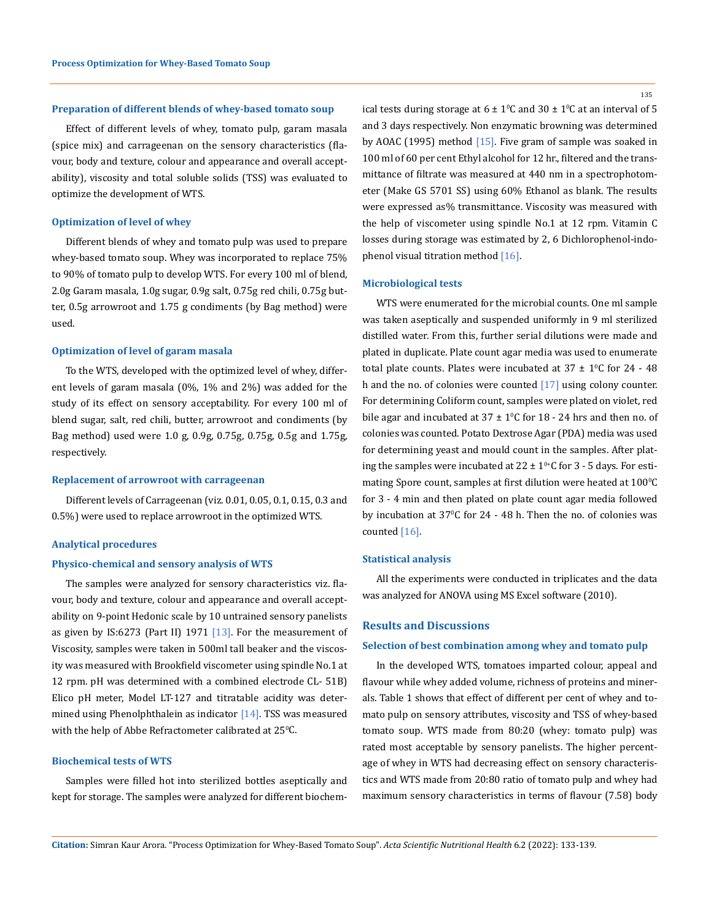### Preparation of different blends of whey-based tomato soup

Effect of different levels of whey, tomato pulp, garam masala (spice mix) and carrageenan on the sensory characteristics (flavour, body and texture, colour and appearance and overall acceptability), viscosity and total soluble solids (TSS) was evaluated to optimize the development of WTS.

### Optimization of level of whey

Different blends of whey and tomato pulp was used to prepare whey-based tomato soup. Whey was incorporated to replace 75% to 90% of tomato pulp to develop WTS. For every 100 ml of blend, 2.0g Garam masala, 1.0g sugar, 0.9g salt, 0.75g red chili, 0.75g butter, 0.5g arrowroot and 1.75 g condiments (by Bag method) were used.

### Optimization of level of garam masala

To the WTS, developed with the optimized level of whey, different levels of garam masala (0%, 1% and 2%) was added for the study of its effect on sensory acceptability. For every 100 ml of blend sugar, salt, red chili, butter, arrowroot and condiments (by Bag method) used were 1.0 g, 0.9g, 0.75g, 0.75g, 0.5g and 1.75g, respectively.

### Replacement of arrowroot with carrageenan

Different levels of Carrageenan (viz. 0.01, 0.05, 0.1, 0.15, 0.3 and 0.5%) were used to replace arrowroot in the optimized WTS.

### Analytical procedures

### Physico-chemical and sensory analysis of WTS

The samples were analyzed for sensory characteristics viz. flavour, body and texture, colour and appearance and overall acceptability on 9-point Hedonic scale by 10 untrained sensory panelists as given by IS:6273 (Part II) 1971 [13]. For the measurement of Viscosity, samples were taken in 500ml tall beaker and the viscosity was measured with Brookfield viscometer using spindle No.1 at 12 rpm. pH was determined with a combined electrode CL- 51B) Elico pH meter, Model LT-127 and titratable acidity was determined using Phenolphthalein as indicator [14]. TSS was measured with the help of Abbe Refractometer calibrated at 25$^0$C.

### Biochemical tests of WTS

Samples were filled hot into sterilized bottles aseptically and kept for storage. The samples were analyzed for different biochemical tests during storage at 6 ± 1$^0$C and 30 ± 1$^0$C at an interval of 5 and 3 days respectively. Non enzymatic browning was determined by AOAC (1995) method [15]. Five gram of sample was soaked in 100 ml of 60 per cent Ethyl alcohol for 12 hr., filtered and the transmittance of filtrate was measured at 440 nm in a spectrophotometer (Make GS 5701 SS) using 60% Ethanol as blank. The results were expressed as% transmittance. Viscosity was measured with the help of viscometer using spindle No.1 at 12 rpm. Vitamin C losses during storage was estimated by 2, 6 Dichlorophenol-indophenol visual titration method [16].

### Microbiological tests

WTS were enumerated for the microbial counts. One ml sample was taken aseptically and suspended uniformly in 9 ml sterilized distilled water. From this, further serial dilutions were made and plated in duplicate. Plate count agar media was used to enumerate total plate counts. Plates were incubated at 37 ± 1$^0$C for 24 - 48 h and the no. of colonies were counted [17] using colony counter. For determining Coliform count, samples were plated on violet, red bile agar and incubated at 37 ± 1$^0$C for 18 - 24 hrs and then no. of colonies was counted. Potato Dextrose Agar (PDA) media was used for determining yeast and mould count in the samples. After plating the samples were incubated at 22 ± 1$^0$C for 3 - 5 days. For estimating Spore count, samples at first dilution were heated at 100$^0$C for 3 - 4 min and then plated on plate count agar media followed by incubation at 37$^0$C for 24 - 48 h. Then the no. of colonies was counted [16].

### Statistical analysis

All the experiments were conducted in triplicates and the data was analyzed for ANOVA using MS Excel software (2010).

## Results and Discussions

### Selection of best combination among whey and tomato pulp

In the developed WTS, tomatoes imparted colour, appeal and flavour while whey added volume, richness of proteins and minerals. Table 1 shows that effect of different per cent of whey and tomato pulp on sensory attributes, viscosity and TSS of whey-based tomato soup. WTS made from 80:20 (whey: tomato pulp) was rated most acceptable by sensory panelists. The higher percentage of whey in WTS had decreasing effect on sensory characteristics and WTS made from 20:80 ratio of tomato pulp and whey had maximum sensory characteristics in terms of flavour (7.58) body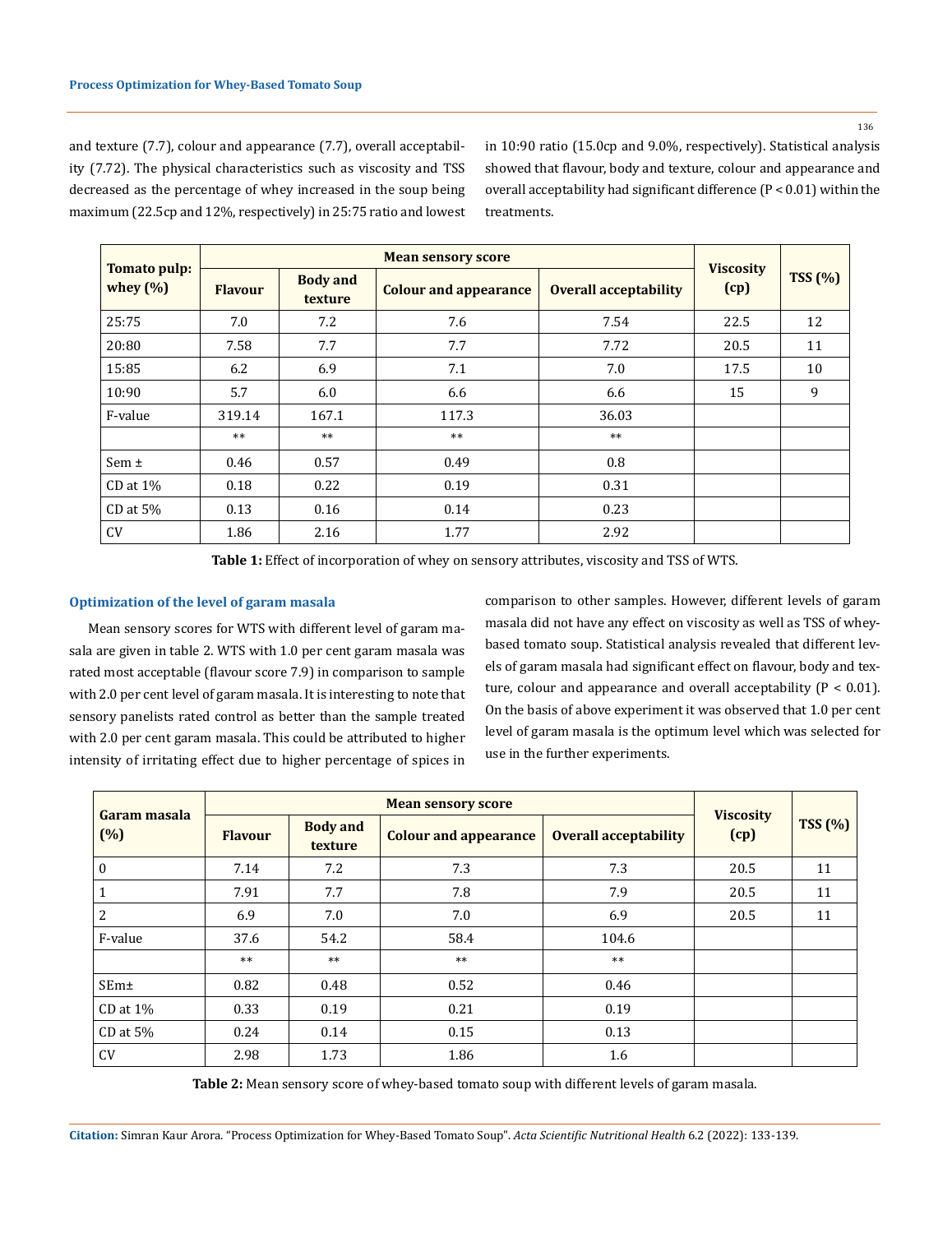and texture (7.7), colour and appearance (7.7), overall acceptability (7.72). The physical characteristics such as viscosity and TSS decreased as the percentage of whey increased in the soup being maximum (22.5cp and 12%, respectively) in 25:75 ratio and lowest in 10:90 ratio (15.0cp and 9.0%, respectively). Statistical analysis showed that flavour, body and texture, colour and appearance and overall acceptability had significant difference ($P < 0.01$) within the treatments.

| Tomato pulp: whey (%) | Mean sensory score | | | | Viscosity (cp) | TSS (%) |
|---|---|---|---|---|---|---|
| | Flavour | Body and texture | Colour and appearance | Overall acceptability | | |
| 25:75 | 7.0 | 7.2 | 7.6 | 7.54 | 22.5 | 12 |
| 20:80 | 7.58 | 7.7 | 7.7 | 7.72 | 20.5 | 11 |
| 15:85 | 6.2 | 6.9 | 7.1 | 7.0 | 17.5 | 10 |
| 10:90 | 5.7 | 6.0 | 6.6 | 6.6 | 15 | 9 |
| F-value | 319.14 | 167.1 | 117.3 | 36.03 | | |
| | ** | ** | ** | ** | | |
| Sem ± | 0.46 | 0.57 | 0.49 | 0.8 | | |
| CD at 1% | 0.18 | 0.22 | 0.19 | 0.31 | | |
| CD at 5% | 0.13 | 0.16 | 0.14 | 0.23 | | |
| CV | 1.86 | 2.16 | 1.77 | 2.92 | | |

**Table 1:** Effect of incorporation of whey on sensory attributes, viscosity and TSS of WTS.

### Optimization of the level of garam masala

Mean sensory scores for WTS with different level of garam masala are given in table 2. WTS with 1.0 per cent garam masala was rated most acceptable (flavour score 7.9) in comparison to sample with 2.0 per cent level of garam masala. It is interesting to note that sensory panelists rated control as better than the sample treated with 2.0 per cent garam masala. This could be attributed to higher intensity of irritating effect due to higher percentage of spices in comparison to other samples. However, different levels of garam masala did not have any effect on viscosity as well as TSS of whey-based tomato soup. Statistical analysis revealed that different levels of garam masala had significant effect on flavour, body and texture, colour and appearance and overall acceptability ($P < 0.01$). On the basis of above experiment it was observed that 1.0 per cent level of garam masala is the optimum level which was selected for use in the further experiments.

| Garam masala (%) | Mean sensory score | | | | Viscosity (cp) | TSS (%) |
|---|---|---|---|---|---|---|
| | Flavour | Body and texture | Colour and appearance | Overall acceptability | | |
| 0 | 7.14 | 7.2 | 7.3 | 7.3 | 20.5 | 11 |
| 1 | 7.91 | 7.7 | 7.8 | 7.9 | 20.5 | 11 |
| 2 | 6.9 | 7.0 | 7.0 | 6.9 | 20.5 | 11 |
| F-value | 37.6 | 54.2 | 58.4 | 104.6 | | |
| | ** | ** | ** | ** | | |
| SEm± | 0.82 | 0.48 | 0.52 | 0.46 | | |
| CD at 1% | 0.33 | 0.19 | 0.21 | 0.19 | | |
| CD at 5% | 0.24 | 0.14 | 0.15 | 0.13 | | |
| CV | 2.98 | 1.73 | 1.86 | 1.6 | | |

**Table 2:** Mean sensory score of whey-based tomato soup with different levels of garam masala.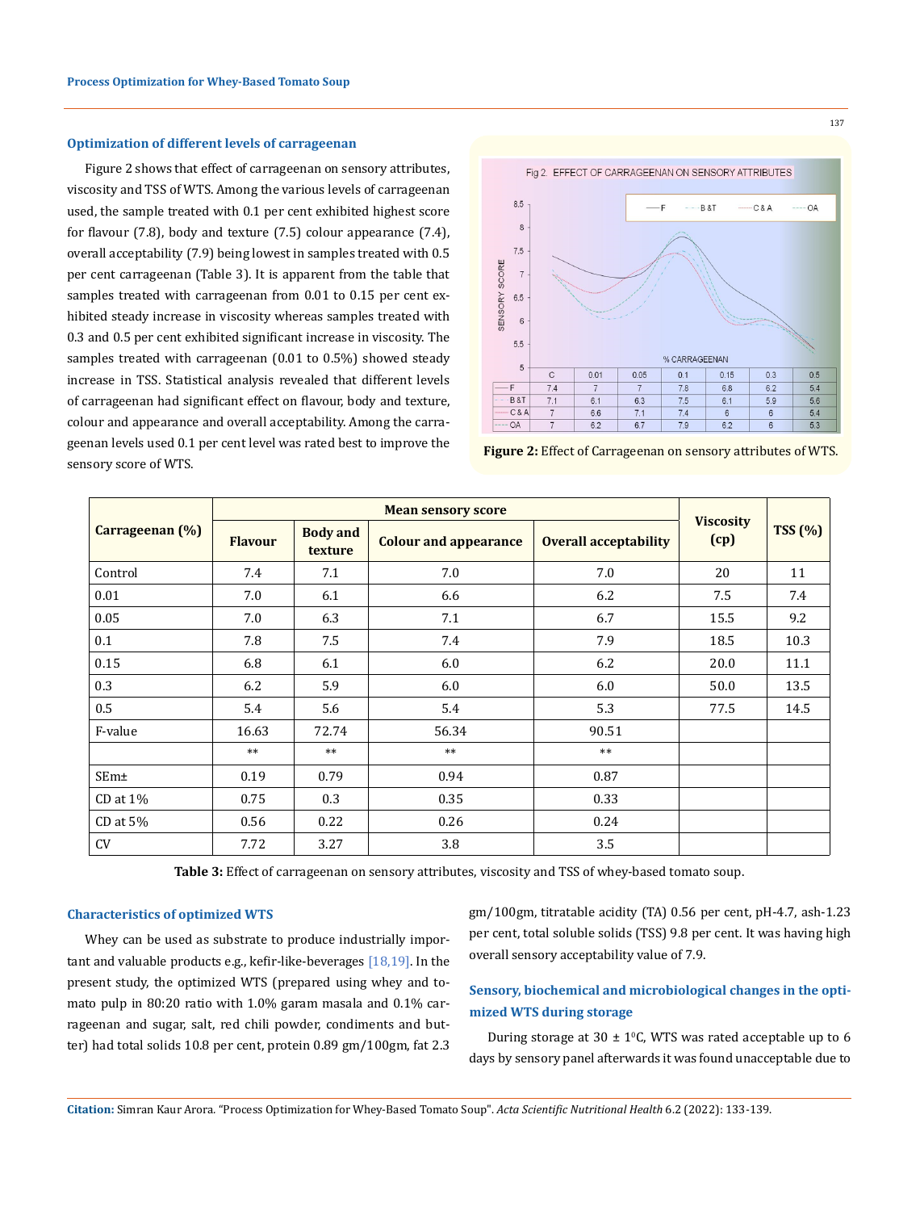## Optimization of different levels of carrageenan

Figure 2 shows that effect of carrageenan on sensory attributes, viscosity and TSS of WTS. Among the various levels of carrageenan used, the sample treated with 0.1 per cent exhibited highest score for flavour (7.8), body and texture (7.5) colour appearance (7.4), overall acceptability (7.9) being lowest in samples treated with 0.5 per cent carrageenan (Table 3). It is apparent from the table that samples treated with carrageenan from 0.01 to 0.15 per cent exhibited steady increase in viscosity whereas samples treated with 0.3 and 0.5 per cent exhibited significant increase in viscosity. The samples treated with carrageenan (0.01 to 0.5%) showed steady increase in TSS. Statistical analysis revealed that different levels of carrageenan had significant effect on flavour, body and texture, colour and appearance and overall acceptability. Among the carrageenan levels used 0.1 per cent level was rated best to improve the sensory score of WTS.

Fig 2. EFFECT OF CARRAGEENAN ON SENSORY ATTRIBUTES

F B&T C&A OA

SENSORY SCORE

8.5 8 7.5 7 6.5 6 5.5 5

% CARRAGEENAN

C 0.01 0.05 0.1 0.15 0.3 0.5

F 7.4 7 7 7.8 6.8 6.2 5.4

B&T 7.1 6.1 6.3 7.5 6.1 5.9 5.6

C&A 7 6.6 7.1 7.4 6 6 5.4

OA 7 6.2 6.7 7.9 6.2 6 5.3

**Figure 2:** Effect of Carrageenan on sensory attributes of WTS.

| Carrageenan (%) | Mean sensory score | | | | Viscosity (cp) | TSS (%) |
|---|---|---|---|---|---|---|
| | Flavour | Body and texture | Colour and appearance | Overall acceptability | | |
| Control | 7.4 | 7.1 | 7.0 | 7.0 | 20 | 11 |
| 0.01 | 7.0 | 6.1 | 6.6 | 6.2 | 7.5 | 7.4 |
| 0.05 | 7.0 | 6.3 | 7.1 | 6.7 | 15.5 | 9.2 |
| 0.1 | 7.8 | 7.5 | 7.4 | 7.9 | 18.5 | 10.3 |
| 0.15 | 6.8 | 6.1 | 6.0 | 6.2 | 20.0 | 11.1 |
| 0.3 | 6.2 | 5.9 | 6.0 | 6.0 | 50.0 | 13.5 |
| 0.5 | 5.4 | 5.6 | 5.4 | 5.3 | 77.5 | 14.5 |
| F-value | 16.63 | 72.74 | 56.34 | 90.51 | | |
| | ** | ** | ** | ** | | |
| SEm± | 0.19 | 0.79 | 0.94 | 0.87 | | |
| CD at 1% | 0.75 | 0.3 | 0.35 | 0.33 | | |
| CD at 5% | 0.56 | 0.22 | 0.26 | 0.24 | | |
| CV | 7.72 | 3.27 | 3.8 | 3.5 | | |

**Table 3:** Effect of carrageenan on sensory attributes, viscosity and TSS of whey-based tomato soup.

## Characteristics of optimized WTS

Whey can be used as substrate to produce industrially important and valuable products e.g., kefir-like-beverages [18,19]. In the present study, the optimized WTS (prepared using whey and tomato pulp in 80:20 ratio with 1.0% garam masala and 0.1% carrageenan and sugar, salt, red chili powder, condiments and butter) had total solids 10.8 per cent, protein 0.89 gm/100gm, fat 2.3 gm/100gm, titratable acidity (TA) 0.56 per cent, pH-4.7, ash-1.23 per cent, total soluble solids (TSS) 9.8 per cent. It was having high overall sensory acceptability value of 7.9.

## Sensory, biochemical and microbiological changes in the optimized WTS during storage

During storage at 30 ± 1$^0$C, WTS was rated acceptable up to 6 days by sensory panel afterwards it was found unacceptable due to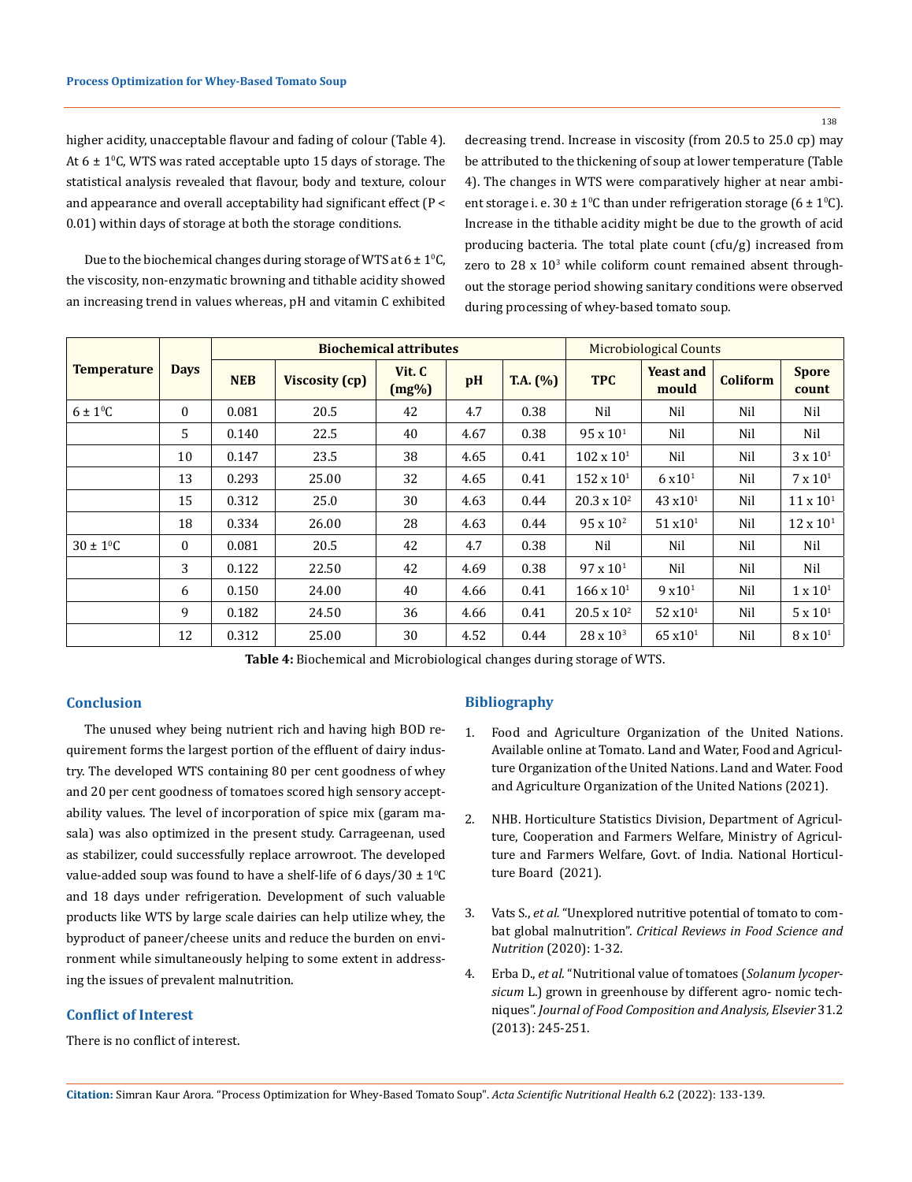higher acidity, unacceptable flavour and fading of colour (Table 4). At 6 ± 1⁰C, WTS was rated acceptable upto 15 days of storage. The statistical analysis revealed that flavour, body and texture, colour and appearance and overall acceptability had significant effect ($P < 0.01$) within days of storage at both the storage conditions.

Due to the biochemical changes during storage of WTS at 6 ± 1⁰C, the viscosity, non-enzymatic browning and tithable acidity showed an increasing trend in values whereas, pH and vitamin C exhibited decreasing trend. Increase in viscosity (from 20.5 to 25.0 cp) may be attributed to the thickening of soup at lower temperature (Table 4). The changes in WTS were comparatively higher at near ambient storage i. e. 30 ± 1⁰C than under refrigeration storage (6 ± 1⁰C). Increase in the tithable acidity might be due to the growth of acid producing bacteria. The total plate count (cfu/g) increased from zero to $28 \times 10^3$ while coliform count remained absent throughout the storage period showing sanitary conditions were observed during processing of whey-based tomato soup.

| Temperature | Days | Biochemical attributes | | | | | Microbiological Counts | | | |
|---|---|---|---|---|---|---|---|---|---|---|
| | | NEB | Viscosity (cp) | Vit. C (mg%) | pH | T.A. (%) | TPC | Yeast and mould | Coliform | Spore count |
| 6 ± 1⁰C | 0 | 0.081 | 20.5 | 42 | 4.7 | 0.38 | Nil | Nil | Nil | Nil |
| | 5 | 0.140 | 22.5 | 40 | 4.67 | 0.38 | $95 \times 10^1$ | Nil | Nil | Nil |
| | 10 | 0.147 | 23.5 | 38 | 4.65 | 0.41 | $102 \times 10^1$ | Nil | Nil | $3 \times 10^1$ |
| | 13 | 0.293 | 25.00 | 32 | 4.65 | 0.41 | $152 \times 10^1$ | $6 \times 10^1$ | Nil | $7 \times 10^1$ |
| | 15 | 0.312 | 25.0 | 30 | 4.63 | 0.44 | $20.3 \times 10^2$ | $43 \times 10^1$ | Nil | $11 \times 10^1$ |
| | 18 | 0.334 | 26.00 | 28 | 4.63 | 0.44 | $95 \times 10^2$ | $51 \times 10^1$ | Nil | $12 \times 10^1$ |
| 30 ± 1⁰C | 0 | 0.081 | 20.5 | 42 | 4.7 | 0.38 | Nil | Nil | Nil | Nil |
| | 3 | 0.122 | 22.50 | 42 | 4.69 | 0.38 | $97 \times 10^1$ | Nil | Nil | Nil |
| | 6 | 0.150 | 24.00 | 40 | 4.66 | 0.41 | $166 \times 10^1$ | $9 \times 10^1$ | Nil | $1 \times 10^1$ |
| | 9 | 0.182 | 24.50 | 36 | 4.66 | 0.41 | $20.5 \times 10^2$ | $52 \times 10^1$ | Nil | $5 \times 10^1$ |
| | 12 | 0.312 | 25.00 | 30 | 4.52 | 0.44 | $28 \times 10^3$ | $65 \times 10^1$ | Nil | $8 \times 10^1$ |

**Table 4:** Biochemical and Microbiological changes during storage of WTS.

## Conclusion

The unused whey being nutrient rich and having high BOD requirement forms the largest portion of the effluent of dairy industry. The developed WTS containing 80 per cent goodness of whey and 20 per cent goodness of tomatoes scored high sensory acceptability values. The level of incorporation of spice mix (garam masala) was also optimized in the present study. Carrageenan, used as stabilizer, could successfully replace arrowroot. The developed value-added soup was found to have a shelf-life of 6 days/30 ± 1⁰C and 18 days under refrigeration. Development of such valuable products like WTS by large scale dairies can help utilize whey, the byproduct of paneer/cheese units and reduce the burden on environment while simultaneously helping to some extent in addressing the issues of prevalent malnutrition.

## Conflict of Interest

There is no conflict of interest.

## Bibliography

1. Food and Agriculture Organization of the United Nations. Available online at Tomato. Land and Water, Food and Agriculture Organization of the United Nations. Land and Water. Food and Agriculture Organization of the United Nations (2021).
2. NHB. Horticulture Statistics Division, Department of Agriculture, Cooperation and Farmers Welfare, Ministry of Agriculture and Farmers Welfare, Govt. of India. National Horticulture Board (2021).
3. Vats S., *et al.* "Unexplored nutritive potential of tomato to combat global malnutrition". *Critical Reviews in Food Science and Nutrition* (2020): 1-32.
4. Erba D., *et al.* "Nutritional value of tomatoes (*Solanum lycopersicum* L.) grown in greenhouse by different agro- nomic techniques". *Journal of Food Composition and Analysis, Elsevier* 31.2 (2013): 245-251.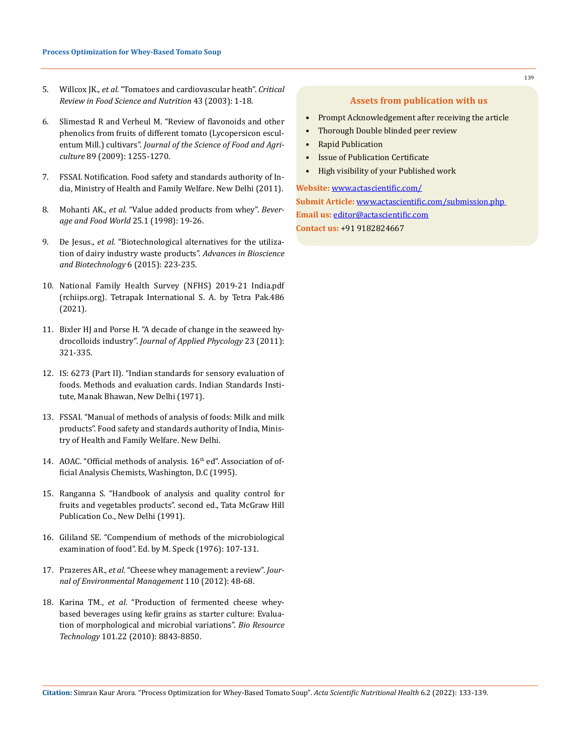5. Willcox JK., *et al.* "Tomatoes and cardiovascular heath". *Critical Review in Food Science and Nutrition* 43 (2003): 1-18.

6. Slimestad R and Verheul M. "Review of flavonoids and other phenolics from fruits of different tomato (Lycopersicon esculentum Mill.) cultivars". *Journal of the Science of Food and Agriculture* 89 (2009): 1255-1270.

7. FSSAI. Notification. Food safety and standards authority of India, Ministry of Health and Family Welfare. New Delhi (2011).

8. Mohanti AK., *et al.* "Value added products from whey". *Beverage and Food World* 25.1 (1998): 19-26.

9. De Jesus., *et al.* "Biotechnological alternatives for the utilization of dairy industry waste products". *Advances in Bioscience and Biotechnology* 6 (2015): 223-235.

10. National Family Health Survey (NFHS) 2019-21 India.pdf (rchiips.org). Tetrapak International S. A. by Tetra Pak.486 (2021).

11. Bixler HJ and Porse H. "A decade of change in the seaweed hydrocolloids industry". *Journal of Applied Phycology* 23 (2011): 321-335.

12. IS: 6273 (Part II). "Indian standards for sensory evaluation of foods. Methods and evaluation cards. Indian Standards Institute, Manak Bhawan, New Delhi (1971).

13. FSSAI. "Manual of methods of analysis of foods: Milk and milk products". Food safety and standards authority of India, Ministry of Health and Family Welfare. New Delhi.

14. AOAC. "Official methods of analysis. 16th ed". Association of official Analysis Chemists, Washington, D.C (1995).

15. Ranganna S. "Handbook of analysis and quality control for fruits and vegetables products". second ed., Tata McGraw Hill Publication Co., New Delhi (1991).

16. Gililand SE. "Compendium of methods of the microbiological examination of food". Ed. by M. Speck (1976): 107-131.

17. Prazeres AR., *et al.* "Cheese whey management: a review". *Journal of Environmental Management* 110 (2012): 48-68.

18. Karina TM., *et al.* "Production of fermented cheese whey-based beverages using kefir grains as starter culture: Evaluation of morphological and microbial variations". *Bio Resource Technology* 101.22 (2010): 8843-8850.

**Assets from publication with us**

- Prompt Acknowledgement after receiving the article
- Thorough Double blinded peer review
- Rapid Publication
- Issue of Publication Certificate
- High visibility of your Published work

**Website:** www.actascientific.com/
**Submit Article:** www.actascientific.com/submission.php
**Email us:** editor@actascientific.com
**Contact us:** +91 9182824667